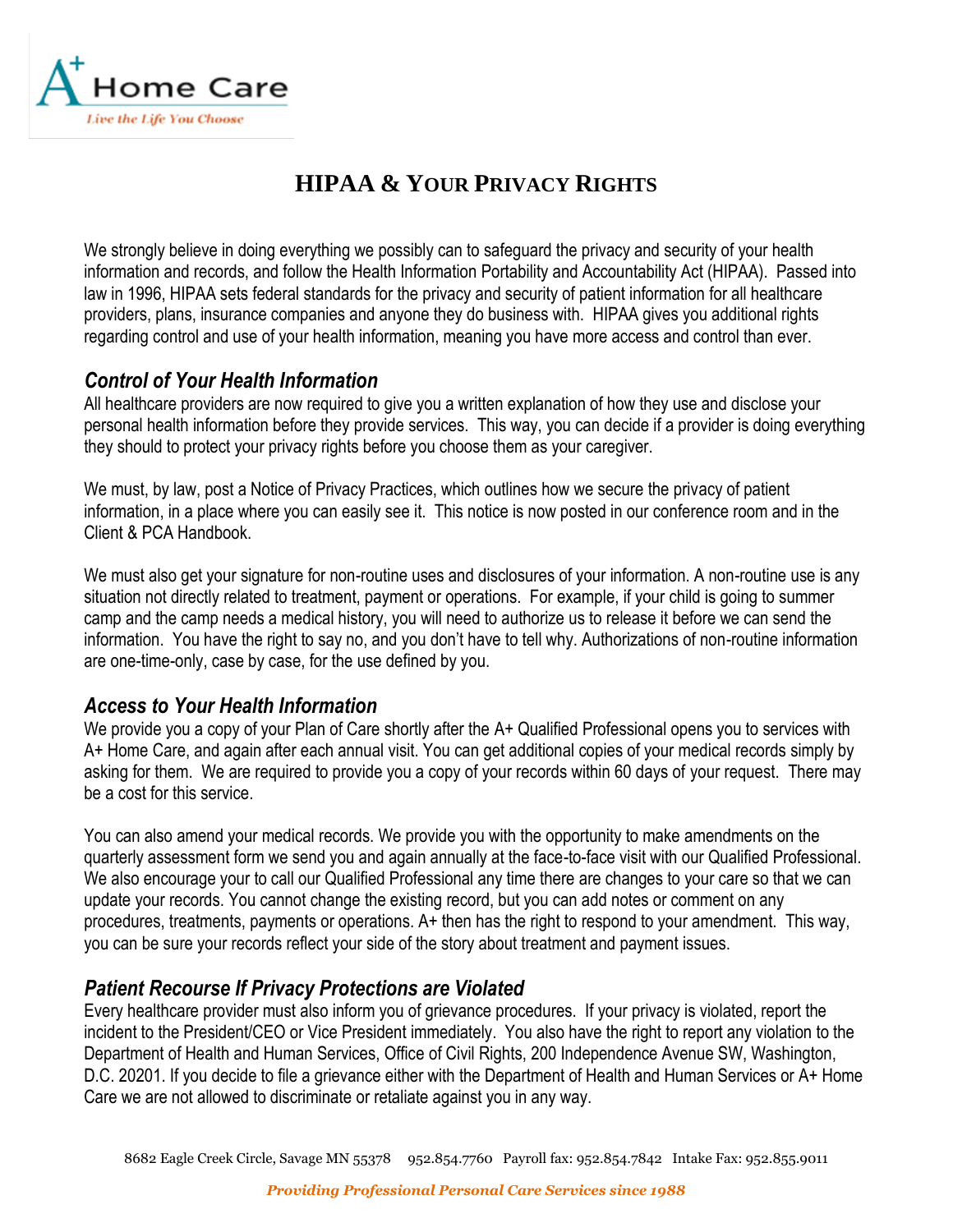A+ Home Care

*Live the Life You Choose*

# HIPAA & Your Privacy Rights

We strongly believe in doing everything we possibly can to safeguard the privacy and security of your health information and records, and follow the Health Information Portability and Accountability Act (HIPAA). Passed into law in 1996, HIPAA sets federal standards for the privacy and security of patient information for all healthcare providers, plans, insurance companies and anyone they do business with. HIPAA gives you additional rights regarding control and use of your health information, meaning you have more access and control than ever.

## *Control of Your Health Information*

All healthcare providers are now required to give you a written explanation of how they use and disclose your personal health information before they provide services. This way, you can decide if a provider is doing everything they should to protect your privacy rights before you choose them as your caregiver.

We must, by law, post a Notice of Privacy Practices, which outlines how we secure the privacy of patient information, in a place where you can easily see it. This notice is now posted in our conference room and in the Client & PCA Handbook.

We must also get your signature for non-routine uses and disclosures of your information. A non-routine use is any situation not directly related to treatment, payment or operations. For example, if your child is going to summer camp and the camp needs a medical history, you will need to authorize us to release it before we can send the information. You have the right to say no, and you don't have to tell why. Authorizations of non-routine information are one-time-only, case by case, for the use defined by you.

## *Access to Your Health Information*

We provide you a copy of your Plan of Care shortly after the A+ Qualified Professional opens you to services with A+ Home Care, and again after each annual visit. You can get additional copies of your medical records simply by asking for them. We are required to provide you a copy of your records within 60 days of your request. There may be a cost for this service.

You can also amend your medical records. We provide you with the opportunity to make amendments on the quarterly assessment form we send you and again annually at the face-to-face visit with our Qualified Professional. We also encourage your to call our Qualified Professional any time there are changes to your care so that we can update your records. You cannot change the existing record, but you can add notes or comment on any procedures, treatments, payments or operations. A+ then has the right to respond to your amendment. This way, you can be sure your records reflect your side of the story about treatment and payment issues.

## *Patient Recourse If Privacy Protections are Violated*

Every healthcare provider must also inform you of grievance procedures. If your privacy is violated, report the incident to the President/CEO or Vice President immediately. You also have the right to report any violation to the Department of Health and Human Services, Office of Civil Rights, 200 Independence Avenue SW, Washington, D.C. 20201. If you decide to file a grievance either with the Department of Health and Human Services or A+ Home Care we are not allowed to discriminate or retaliate against you in any way.

8682 Eagle Creek Circle, Savage MN 55378 952.854.7760 Payroll fax: 952.854.7842 Intake Fax: 952.855.9011

*Providing Professional Personal Care Services since 1988*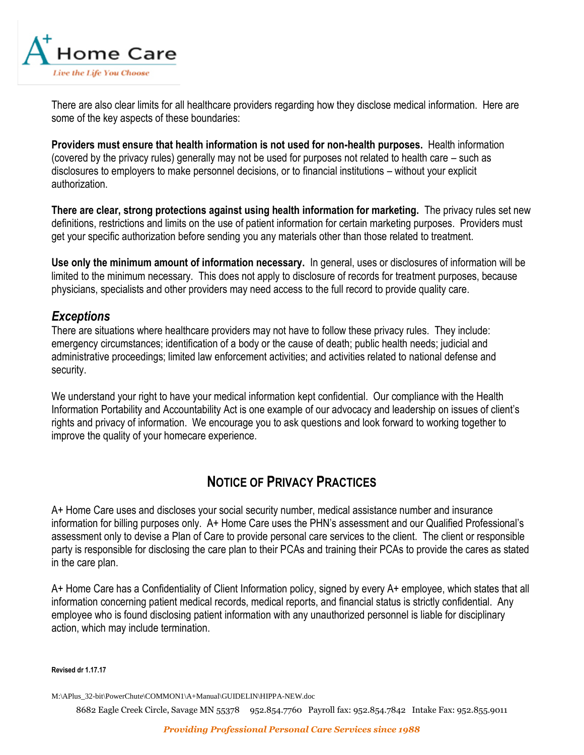There are also clear limits for all healthcare providers regarding how they disclose medical information. Here are some of the key aspects of these boundaries:

**Providers must ensure that health information is not used for non-health purposes.** Health information (covered by the privacy rules) generally may not be used for purposes not related to health care – such as disclosures to employers to make personnel decisions, or to financial institutions – without your explicit authorization.

**There are clear, strong protections against using health information for marketing.** The privacy rules set new definitions, restrictions and limits on the use of patient information for certain marketing purposes. Providers must get your specific authorization before sending you any materials other than those related to treatment.

**Use only the minimum amount of information necessary.** In general, uses or disclosures of information will be limited to the minimum necessary. This does not apply to disclosure of records for treatment purposes, because physicians, specialists and other providers may need access to the full record to provide quality care.

### *Exceptions*

There are situations where healthcare providers may not have to follow these privacy rules. They include: emergency circumstances; identification of a body or the cause of death; public health needs; judicial and administrative proceedings; limited law enforcement activities; and activities related to national defense and security.

We understand your right to have your medical information kept confidential. Our compliance with the Health Information Portability and Accountability Act is one example of our advocacy and leadership on issues of client's rights and privacy of information. We encourage you to ask questions and look forward to working together to improve the quality of your homecare experience.

## NOTICE OF PRIVACY PRACTICES

A+ Home Care uses and discloses your social security number, medical assistance number and insurance information for billing purposes only. A+ Home Care uses the PHN's assessment and our Qualified Professional's assessment only to devise a Plan of Care to provide personal care services to the client. The client or responsible party is responsible for disclosing the care plan to their PCAs and training their PCAs to provide the cares as stated in the care plan.

A+ Home Care has a Confidentiality of Client Information policy, signed by every A+ employee, which states that all information concerning patient medical records, medical reports, and financial status is strictly confidential. Any employee who is found disclosing patient information with any unauthorized personnel is liable for disciplinary action, which may include termination.

**Revised dr 1.17.17**

M:\APlus_32-bit\PowerChute\COMMON1\A+Manual\GUIDELIN\HIPPA-NEW.doc